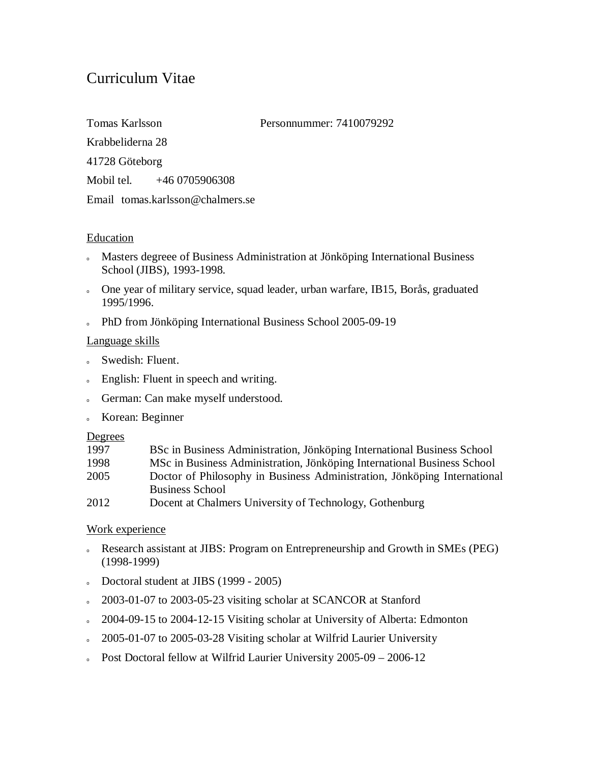# Curriculum Vitae

Tomas Karlsson Personnummer: 7410079292

Krabbeliderna 28

41728 Göteborg

Mobil tel. +46 0705906308

Email tomas.karlsson@chalmers.se

## Education

- Masters degreee of Business Administration at Jönköping International Business School (JIBS), 1993-1998.
- One year of military service, squad leader, urban warfare, IB15, Borås, graduated 1995/1996.
- PhD from Jönköping International Business School 2005-09-19

## Language skills

- Swedish: Fluent.
- English: Fluent in speech and writing.
- German: Can make myself understood.
- Korean: Beginner

## Degrees

| | |
|---|---|
| 1997 | BSc in Business Administration, Jönköping International Business School |
| 1998 | MSc in Business Administration, Jönköping International Business School |
| 2005 | Doctor of Philosophy in Business Administration, Jönköping International Business School |
| 2012 | Docent at Chalmers University of Technology, Gothenburg |

## Work experience

- Research assistant at JIBS: Program on Entrepreneurship and Growth in SMEs (PEG) (1998-1999)
- Doctoral student at JIBS (1999 - 2005)
- 2003-01-07 to 2003-05-23 visiting scholar at SCANCOR at Stanford
- 2004-09-15 to 2004-12-15 Visiting scholar at University of Alberta: Edmonton
- 2005-01-07 to 2005-03-28 Visiting scholar at Wilfrid Laurier University
- Post Doctoral fellow at Wilfrid Laurier University 2005-09 – 2006-12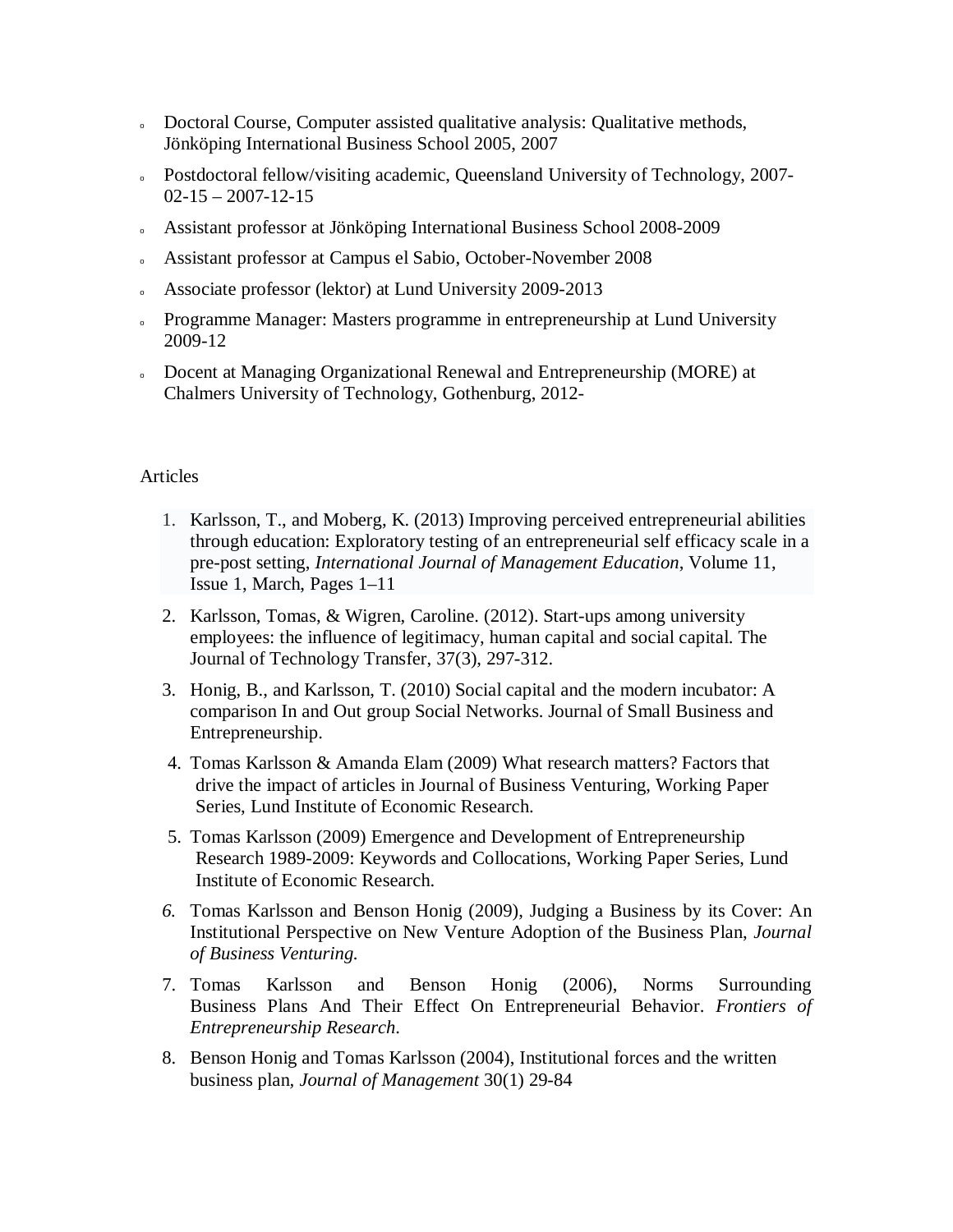- Doctoral Course, Computer assisted qualitative analysis: Qualitative methods, Jönköping International Business School 2005, 2007
- Postdoctoral fellow/visiting academic, Queensland University of Technology, 2007-02-15 – 2007-12-15
- Assistant professor at Jönköping International Business School 2008-2009
- Assistant professor at Campus el Sabio, October-November 2008
- Associate professor (lektor) at Lund University 2009-2013
- Programme Manager: Masters programme in entrepreneurship at Lund University 2009-12
- Docent at Managing Organizational Renewal and Entrepreneurship (MORE) at Chalmers University of Technology, Gothenburg, 2012-

Articles

1. Karlsson, T., and Moberg, K. (2013) Improving perceived entrepreneurial abilities through education: Exploratory testing of an entrepreneurial self efficacy scale in a pre-post setting, *International Journal of Management Education*, Volume 11, Issue 1, March, Pages 1–11
2. Karlsson, Tomas, & Wigren, Caroline. (2012). Start-ups among university employees: the influence of legitimacy, human capital and social capital. The Journal of Technology Transfer, 37(3), 297-312.
3. Honig, B., and Karlsson, T. (2010) Social capital and the modern incubator: A comparison In and Out group Social Networks. Journal of Small Business and Entrepreneurship.
4. Tomas Karlsson & Amanda Elam (2009) What research matters? Factors that drive the impact of articles in Journal of Business Venturing, Working Paper Series, Lund Institute of Economic Research.
5. Tomas Karlsson (2009) Emergence and Development of Entrepreneurship Research 1989-2009: Keywords and Collocations, Working Paper Series, Lund Institute of Economic Research.
6. Tomas Karlsson and Benson Honig (2009), Judging a Business by its Cover: An Institutional Perspective on New Venture Adoption of the Business Plan, *Journal of Business Venturing.*
7. Tomas Karlsson and Benson Honig (2006), Norms Surrounding Business Plans And Their Effect On Entrepreneurial Behavior. *Frontiers of Entrepreneurship Research*.
8. Benson Honig and Tomas Karlsson (2004), Institutional forces and the written business plan, *Journal of Management* 30(1) 29-84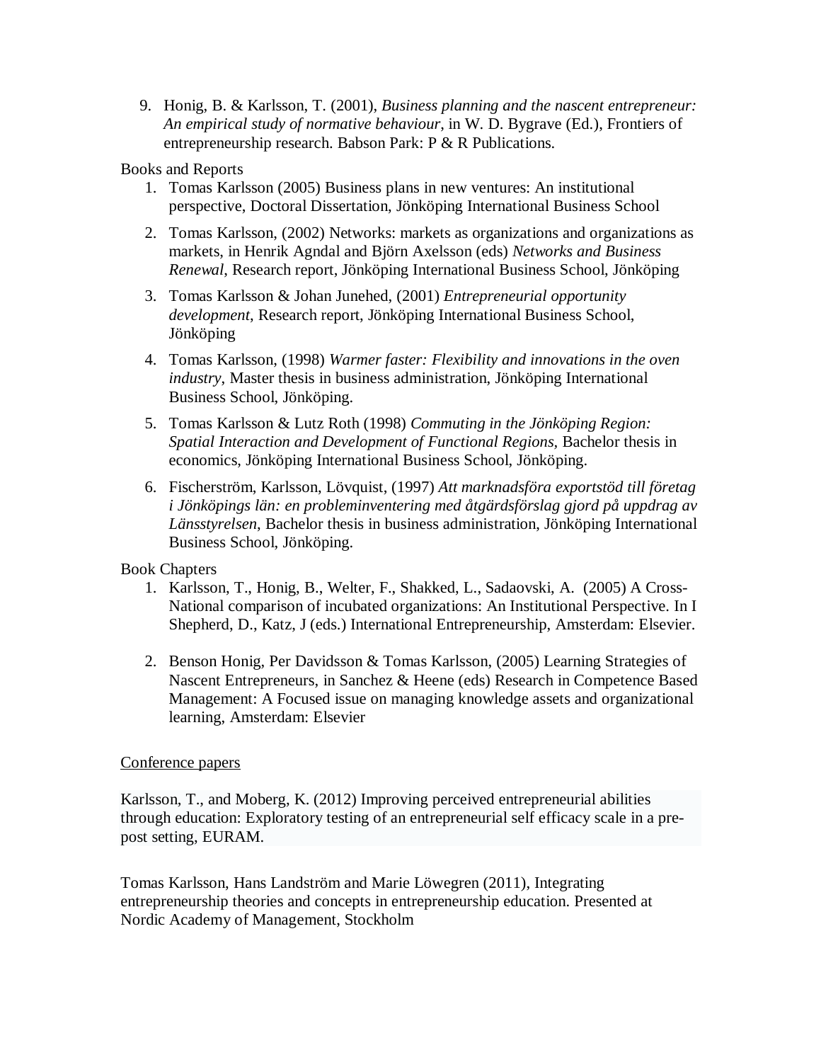9. Honig, B. & Karlsson, T. (2001), *Business planning and the nascent entrepreneur: An empirical study of normative behaviour,* in W. D. Bygrave (Ed.), Frontiers of entrepreneurship research. Babson Park: P & R Publications.

Books and Reports

1. Tomas Karlsson (2005) Business plans in new ventures: An institutional perspective, Doctoral Dissertation, Jönköping International Business School
2. Tomas Karlsson, (2002) Networks: markets as organizations and organizations as markets, in Henrik Agndal and Björn Axelsson (eds) *Networks and Business Renewal*, Research report, Jönköping International Business School, Jönköping
3. Tomas Karlsson & Johan Junehed, (2001) *Entrepreneurial opportunity development*, Research report, Jönköping International Business School, Jönköping
4. Tomas Karlsson, (1998) *Warmer faster: Flexibility and innovations in the oven industry*, Master thesis in business administration, Jönköping International Business School, Jönköping.
5. Tomas Karlsson & Lutz Roth (1998) *Commuting in the Jönköping Region: Spatial Interaction and Development of Functional Regions,* Bachelor thesis in economics, Jönköping International Business School, Jönköping.
6. Fischerström, Karlsson, Lövquist, (1997) *Att marknadsföra exportstöd till företag i Jönköpings län: en probleminventering med åtgärdsförslag gjord på uppdrag av Länsstyrelsen,* Bachelor thesis in business administration, Jönköping International Business School, Jönköping.

Book Chapters

1. Karlsson, T., Honig, B., Welter, F., Shakked, L., Sadaovski, A. (2005) A Cross-National comparison of incubated organizations: An Institutional Perspective. In I Shepherd, D., Katz, J (eds.) International Entrepreneurship, Amsterdam: Elsevier.
2. Benson Honig, Per Davidsson & Tomas Karlsson, (2005) Learning Strategies of Nascent Entrepreneurs, in Sanchez & Heene (eds) Research in Competence Based Management: A Focused issue on managing knowledge assets and organizational learning, Amsterdam: Elsevier

Conference papers

Karlsson, T., and Moberg, K. (2012) Improving perceived entrepreneurial abilities through education: Exploratory testing of an entrepreneurial self efficacy scale in a pre-post setting, EURAM.

Tomas Karlsson, Hans Landström and Marie Löwegren (2011), Integrating entrepreneurship theories and concepts in entrepreneurship education. Presented at Nordic Academy of Management, Stockholm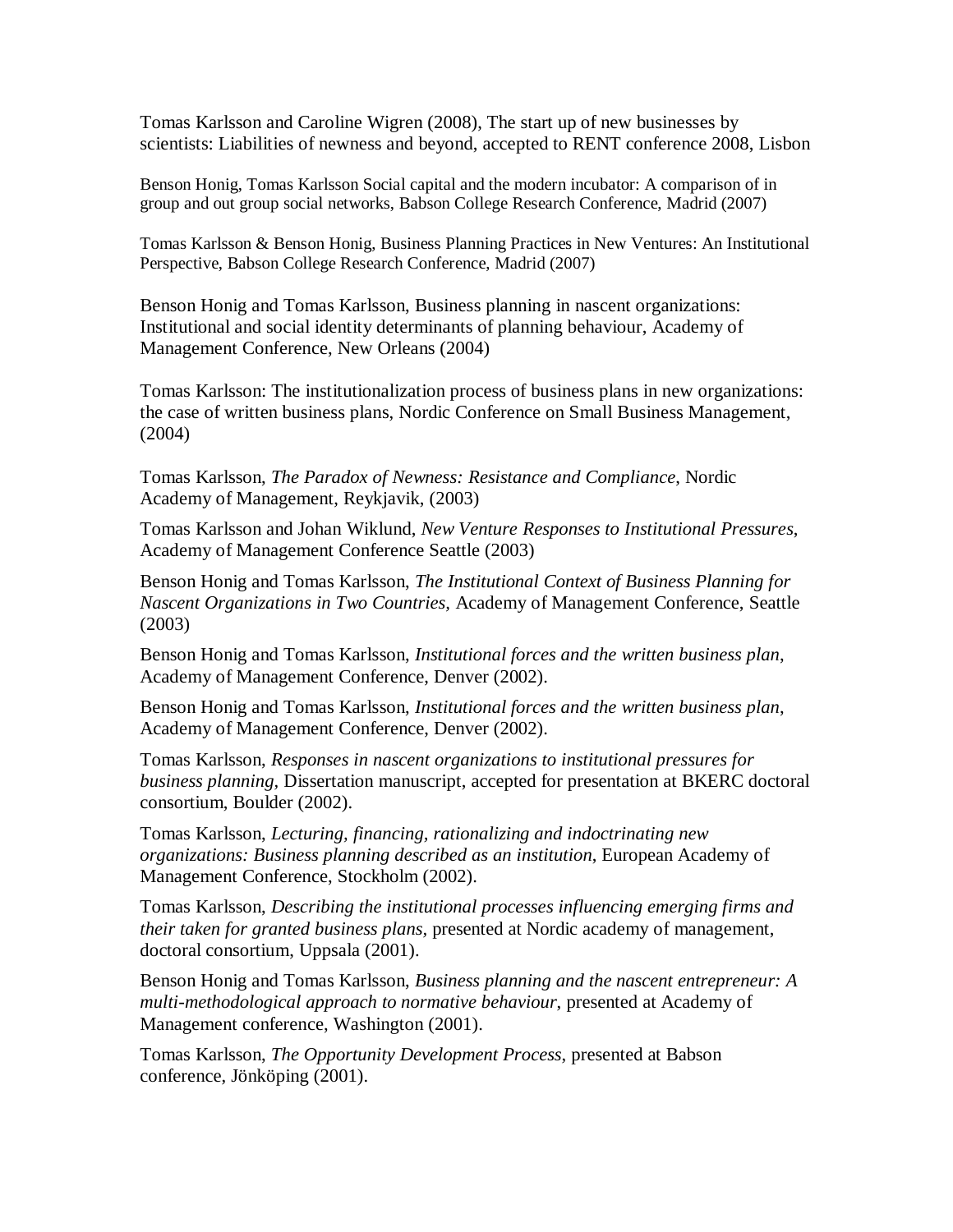Tomas Karlsson and Caroline Wigren (2008), The start up of new businesses by scientists: Liabilities of newness and beyond, accepted to RENT conference 2008, Lisbon

Benson Honig, Tomas Karlsson Social capital and the modern incubator: A comparison of in group and out group social networks, Babson College Research Conference, Madrid (2007)

Tomas Karlsson & Benson Honig, Business Planning Practices in New Ventures: An Institutional Perspective, Babson College Research Conference, Madrid (2007)

Benson Honig and Tomas Karlsson, Business planning in nascent organizations: Institutional and social identity determinants of planning behaviour, Academy of Management Conference, New Orleans (2004)

Tomas Karlsson: The institutionalization process of business plans in new organizations: the case of written business plans, Nordic Conference on Small Business Management, (2004)

Tomas Karlsson, *The Paradox of Newness: Resistance and Compliance*, Nordic Academy of Management, Reykjavik, (2003)

Tomas Karlsson and Johan Wiklund, *New Venture Responses to Institutional Pressures*, Academy of Management Conference Seattle (2003)

Benson Honig and Tomas Karlsson, *The Institutional Context of Business Planning for Nascent Organizations in Two Countries,* Academy of Management Conference, Seattle (2003)

Benson Honig and Tomas Karlsson, *Institutional forces and the written business plan*, Academy of Management Conference, Denver (2002).

Benson Honig and Tomas Karlsson, *Institutional forces and the written business plan*, Academy of Management Conference, Denver (2002).

Tomas Karlsson, *Responses in nascent organizations to institutional pressures for business planning,* Dissertation manuscript, accepted for presentation at BKERC doctoral consortium, Boulder (2002).

Tomas Karlsson, *Lecturing, financing, rationalizing and indoctrinating new organizations: Business planning described as an institution*, European Academy of Management Conference, Stockholm (2002).

Tomas Karlsson, *Describing the institutional processes influencing emerging firms and their taken for granted business plans*, presented at Nordic academy of management, doctoral consortium, Uppsala (2001).

Benson Honig and Tomas Karlsson, *Business planning and the nascent entrepreneur: A multi-methodological approach to normative behaviour*, presented at Academy of Management conference, Washington (2001).

Tomas Karlsson, *The Opportunity Development Process,* presented at Babson conference, Jönköping (2001).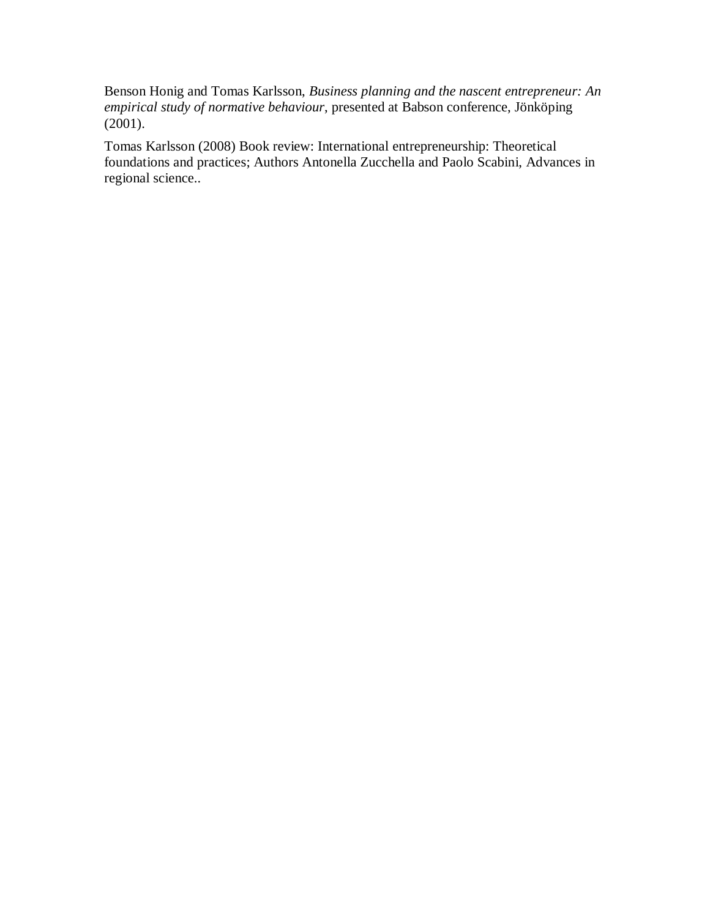Benson Honig and Tomas Karlsson, *Business planning and the nascent entrepreneur: An empirical study of normative behaviour*, presented at Babson conference, Jönköping (2001).

Tomas Karlsson (2008) Book review: International entrepreneurship: Theoretical foundations and practices; Authors Antonella Zucchella and Paolo Scabini, Advances in regional science..